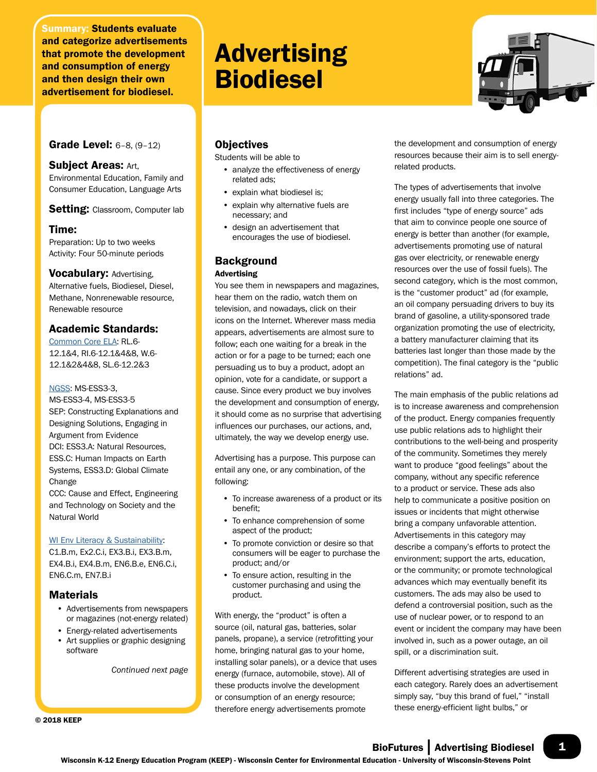**Summary:** Students evaluate and categorize advertisements that promote the development and consumption of energy and then design their own advertisement for biodiesel.

# Advertising Biodiesel

**Grade Level:** 6–8, (9–12)

**Subject Areas:** Art, Environmental Education, Family and Consumer Education, Language Arts

**Setting:** Classroom, Computer lab

**Time:**
Preparation: Up to two weeks
Activity: Four 50-minute periods

**Vocabulary:** Advertising, Alternative fuels, Biodiesel, Diesel, Methane, Nonrenewable resource, Renewable resource

**Academic Standards:**
Common Core ELA: RL.6-12.1&4, RI.6-12.1&4&8, W.6-12.1&2&4&8, SL.6-12.2&3

NGSS: MS-ESS3-3, MS-ESS3-4, MS-ESS3-5
SEP: Constructing Explanations and Designing Solutions, Engaging in Argument from Evidence
DCI: ESS3.A: Natural Resources, ESS.C: Human Impacts on Earth Systems, ESS3.D: Global Climate Change
CCC: Cause and Effect, Engineering and Technology on Society and the Natural World

WI Env Literacy & Sustainability: C1.B.m, Ex2.C.i, EX3.B.i, EX3.B.m, EX4.B.i, EX4.B.m, EN6.B.e, EN6.C.i, EN6.C.m, EN7.B.i

**Materials**

- Advertisements from newspapers or magazines (not-energy related)
- Energy-related advertisements
- Art supplies or graphic designing software

*Continued next page*

© 2018 KEEP

## Objectives

Students will be able to

- analyze the effectiveness of energy related ads;
- explain what biodiesel is;
- explain why alternative fuels are necessary; and
- design an advertisement that encourages the use of biodiesel.

## Background

### Advertising

You see them in newspapers and magazines, hear them on the radio, watch them on television, and nowadays, click on their icons on the Internet. Wherever mass media appears, advertisements are almost sure to follow; each one waiting for a break in the action or for a page to be turned; each one persuading us to buy a product, adopt an opinion, vote for a candidate, or support a cause. Since every product we buy involves the development and consumption of energy, it should come as no surprise that advertising influences our purchases, our actions, and, ultimately, the way we develop energy use.

Advertising has a purpose. This purpose can entail any one, or any combination, of the following:

- To increase awareness of a product or its benefit;
- To enhance comprehension of some aspect of the product;
- To promote conviction or desire so that consumers will be eager to purchase the product; and/or
- To ensure action, resulting in the customer purchasing and using the product.

With energy, the "product" is often a source (oil, natural gas, batteries, solar panels, propane), a service (retrofitting your home, bringing natural gas to your home, installing solar panels), or a device that uses energy (furnace, automobile, stove). All of these products involve the development or consumption of an energy resource; therefore energy advertisements promote the development and consumption of energy resources because their aim is to sell energy-related products.

The types of advertisements that involve energy usually fall into three categories. The first includes "type of energy source" ads that aim to convince people one source of energy is better than another (for example, advertisements promoting use of natural gas over electricity, or renewable energy resources over the use of fossil fuels). The second category, which is the most common, is the "customer product" ad (for example, an oil company persuading drivers to buy its brand of gasoline, a utility-sponsored trade organization promoting the use of electricity, a battery manufacturer claiming that its batteries last longer than those made by the competition). The final category is the "public relations" ad.

The main emphasis of the public relations ad is to increase awareness and comprehension of the product. Energy companies frequently use public relations ads to highlight their contributions to the well-being and prosperity of the community. Sometimes they merely want to produce "good feelings" about the company, without any specific reference to a product or service. These ads also help to communicate a positive position on issues or incidents that might otherwise bring a company unfavorable attention. Advertisements in this category may describe a company's efforts to protect the environment; support the arts, education, or the community; or promote technological advances which may eventually benefit its customers. The ads may also be used to defend a controversial position, such as the use of nuclear power, or to respond to an event or incident the company may have been involved in, such as a power outage, an oil spill, or a discrimination suit.

Different advertising strategies are used in each category. Rarely does an advertisement simply say, "buy this brand of fuel," "install these energy-efficient light bulbs," or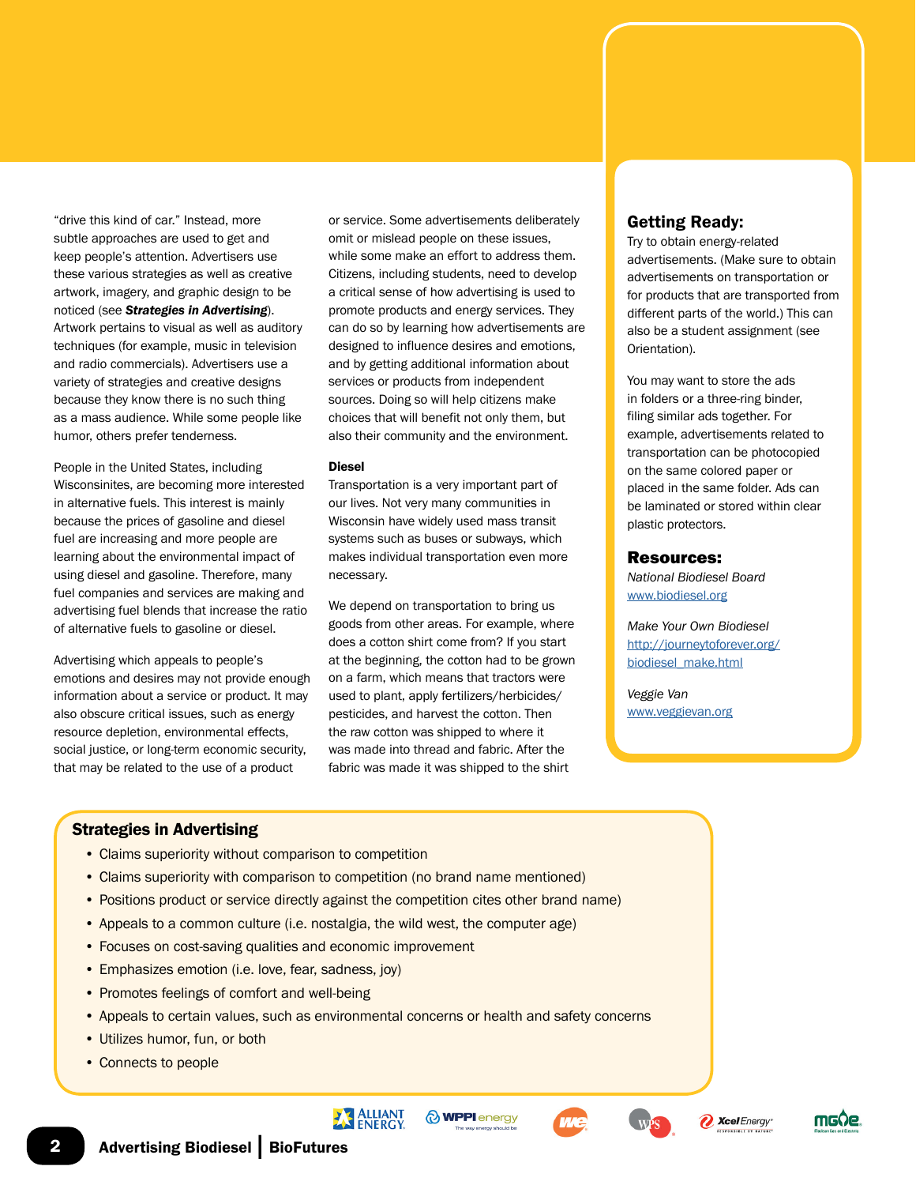"drive this kind of car." Instead, more subtle approaches are used to get and keep people's attention. Advertisers use these various strategies as well as creative artwork, imagery, and graphic design to be noticed (see ***Strategies in Advertising***). Artwork pertains to visual as well as auditory techniques (for example, music in television and radio commercials). Advertisers use a variety of strategies and creative designs because they know there is no such thing as a mass audience. While some people like humor, others prefer tenderness.

People in the United States, including Wisconsinites, are becoming more interested in alternative fuels. This interest is mainly because the prices of gasoline and diesel fuel are increasing and more people are learning about the environmental impact of using diesel and gasoline. Therefore, many fuel companies and services are making and advertising fuel blends that increase the ratio of alternative fuels to gasoline or diesel.

Advertising which appeals to people's emotions and desires may not provide enough information about a service or product. It may also obscure critical issues, such as energy resource depletion, environmental effects, social justice, or long-term economic security, that may be related to the use of a product or service. Some advertisements deliberately omit or mislead people on these issues, while some make an effort to address them. Citizens, including students, need to develop a critical sense of how advertising is used to promote products and energy services. They can do so by learning how advertisements are designed to influence desires and emotions, and by getting additional information about services or products from independent sources. Doing so will help citizens make choices that will benefit not only them, but also their community and the environment.

### Diesel

Transportation is a very important part of our lives. Not very many communities in Wisconsin have widely used mass transit systems such as buses or subways, which makes individual transportation even more necessary.

We depend on transportation to bring us goods from other areas. For example, where does a cotton shirt come from? If you start at the beginning, the cotton had to be grown on a farm, which means that tractors were used to plant, apply fertilizers/herbicides/pesticides, and harvest the cotton. Then the raw cotton was shipped to where it was made into thread and fabric. After the fabric was made it was shipped to the shirt

## Getting Ready:

Try to obtain energy-related advertisements. (Make sure to obtain advertisements on transportation or for products that are transported from different parts of the world.) This can also be a student assignment (see Orientation).

You may want to store the ads in folders or a three-ring binder, filing similar ads together. For example, advertisements related to transportation can be photocopied on the same colored paper or placed in the same folder. Ads can be laminated or stored within clear plastic protectors.

## Resources:

*National Biodiesel Board*
www.biodiesel.org

*Make Your Own Biodiesel*
http://journeytoforever.org/biodiesel_make.html

*Veggie Van*
www.veggievan.org

## Strategies in Advertising

- Claims superiority without comparison to competition
- Claims superiority with comparison to competition (no brand name mentioned)
- Positions product or service directly against the competition cites other brand name)
- Appeals to a common culture (i.e. nostalgia, the wild west, the computer age)
- Focuses on cost-saving qualities and economic improvement
- Emphasizes emotion (i.e. love, fear, sadness, joy)
- Promotes feelings of comfort and well-being
- Appeals to certain values, such as environmental concerns or health and safety concerns
- Utilizes humor, fun, or both
- Connects to people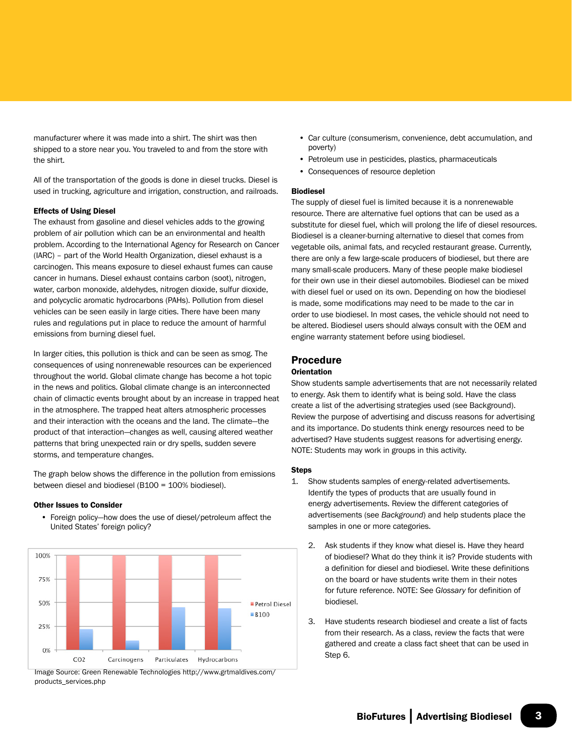manufacturer where it was made into a shirt. The shirt was then shipped to a store near you. You traveled to and from the store with the shirt.

All of the transportation of the goods is done in diesel trucks. Diesel is used in trucking, agriculture and irrigation, construction, and railroads.

### Effects of Using Diesel

The exhaust from gasoline and diesel vehicles adds to the growing problem of air pollution which can be an environmental and health problem. According to the International Agency for Research on Cancer (IARC) – part of the World Health Organization, diesel exhaust is a carcinogen. This means exposure to diesel exhaust fumes can cause cancer in humans. Diesel exhaust contains carbon (soot), nitrogen, water, carbon monoxide, aldehydes, nitrogen dioxide, sulfur dioxide, and polycyclic aromatic hydrocarbons (PAHs). Pollution from diesel vehicles can be seen easily in large cities. There have been many rules and regulations put in place to reduce the amount of harmful emissions from burning diesel fuel.

In larger cities, this pollution is thick and can be seen as smog. The consequences of using nonrenewable resources can be experienced throughout the world. Global climate change has become a hot topic in the news and politics. Global climate change is an interconnected chain of climactic events brought about by an increase in trapped heat in the atmosphere. The trapped heat alters atmospheric processes and their interaction with the oceans and the land. The climate—the product of that interaction—changes as well, causing altered weather patterns that bring unexpected rain or dry spells, sudden severe storms, and temperature changes.

The graph below shows the difference in the pollution from emissions between diesel and biodiesel (B100 = 100% biodiesel).

### Other Issues to Consider

- Foreign policy—how does the use of diesel/petroleum affect the United States' foreign policy?
- Car culture (consumerism, convenience, debt accumulation, and poverty)
- Petroleum use in pesticides, plastics, pharmaceuticals
- Consequences of resource depletion

| | CO2 | Carcinogens | Particulates | Hydrocarbons |
|---|---|---|---|---|
| Petrol Diesel | 100% | 100% | 100% | 100% |
| B100 | ~22% | ~10% | ~45% | ~44% |

Image Source: Green Renewable Technologies http://www.grtmaldives.com/products_services.php

### Biodiesel

The supply of diesel fuel is limited because it is a nonrenewable resource. There are alternative fuel options that can be used as a substitute for diesel fuel, which will prolong the life of diesel resources. Biodiesel is a cleaner-burning alternative to diesel that comes from vegetable oils, animal fats, and recycled restaurant grease. Currently, there are only a few large-scale producers of biodiesel, but there are many small-scale producers. Many of these people make biodiesel for their own use in their diesel automobiles. Biodiesel can be mixed with diesel fuel or used on its own. Depending on how the biodiesel is made, some modifications may need to be made to the car in order to use biodiesel. In most cases, the vehicle should not need to be altered. Biodiesel users should always consult with the OEM and engine warranty statement before using biodiesel.

## Procedure

### Orientation

Show students sample advertisements that are not necessarily related to energy. Ask them to identify what is being sold. Have the class create a list of the advertising strategies used (see Background). Review the purpose of advertising and discuss reasons for advertising and its importance. Do students think energy resources need to be advertised? Have students suggest reasons for advertising energy. NOTE: Students may work in groups in this activity.

### Steps

1. Show students samples of energy-related advertisements. Identify the types of products that are usually found in energy advertisements. Review the different categories of advertisements (see *Background*) and help students place the samples in one or more categories.
2. Ask students if they know what diesel is. Have they heard of biodiesel? What do they think it is? Provide students with a definition for diesel and biodiesel. Write these definitions on the board or have students write them in their notes for future reference. NOTE: See *Glossary* for definition of biodiesel.
3. Have students research biodiesel and create a list of facts from their research. As a class, review the facts that were gathered and create a class fact sheet that can be used in Step 6.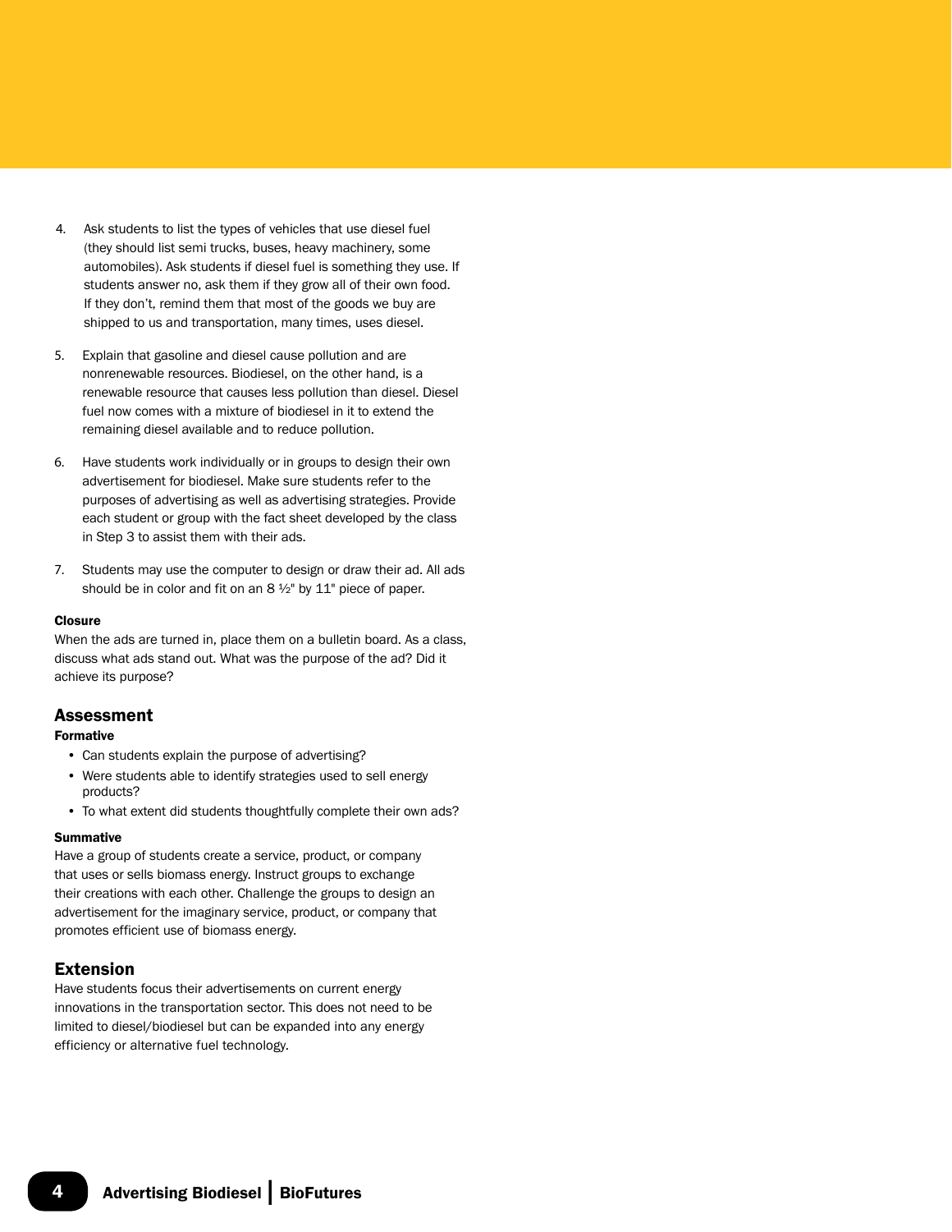4. Ask students to list the types of vehicles that use diesel fuel (they should list semi trucks, buses, heavy machinery, some automobiles). Ask students if diesel fuel is something they use. If students answer no, ask them if they grow all of their own food. If they don't, remind them that most of the goods we buy are shipped to us and transportation, many times, uses diesel.

5. Explain that gasoline and diesel cause pollution and are nonrenewable resources. Biodiesel, on the other hand, is a renewable resource that causes less pollution than diesel. Diesel fuel now comes with a mixture of biodiesel in it to extend the remaining diesel available and to reduce pollution.

6. Have students work individually or in groups to design their own advertisement for biodiesel. Make sure students refer to the purposes of advertising as well as advertising strategies. Provide each student or group with the fact sheet developed by the class in Step 3 to assist them with their ads.

7. Students may use the computer to design or draw their ad. All ads should be in color and fit on an 8 ½" by 11" piece of paper.

**Closure**

When the ads are turned in, place them on a bulletin board. As a class, discuss what ads stand out. What was the purpose of the ad? Did it achieve its purpose?

## Assessment

**Formative**

- Can students explain the purpose of advertising?
- Were students able to identify strategies used to sell energy products?
- To what extent did students thoughtfully complete their own ads?

**Summative**

Have a group of students create a service, product, or company that uses or sells biomass energy. Instruct groups to exchange their creations with each other. Challenge the groups to design an advertisement for the imaginary service, product, or company that promotes efficient use of biomass energy.

## Extension

Have students focus their advertisements on current energy innovations in the transportation sector. This does not need to be limited to diesel/biodiesel but can be expanded into any energy efficiency or alternative fuel technology.